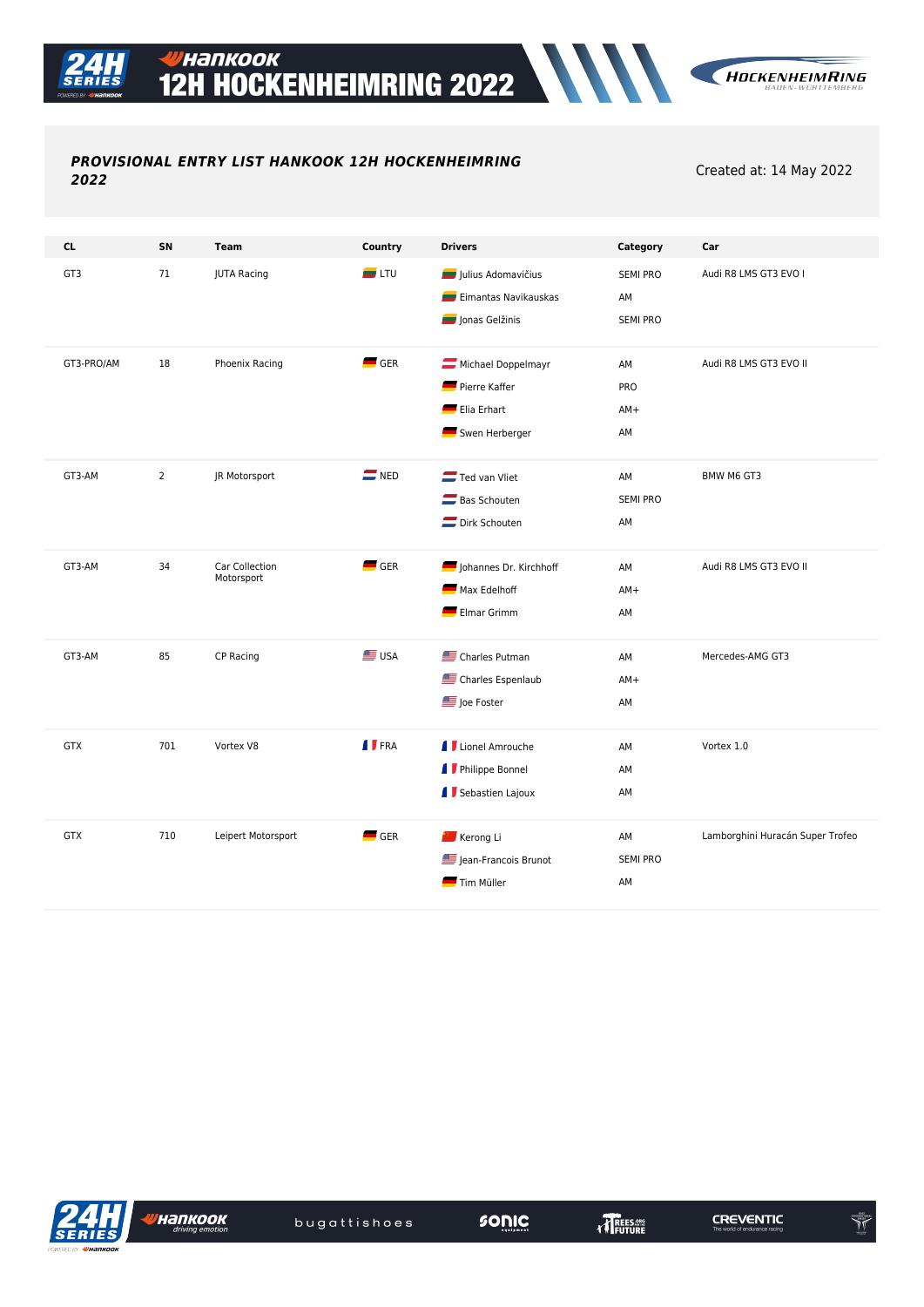# Hankook 12H HOCKENHEIMRING 2022

***PROVISIONAL ENTRY LIST HANKOOK 12H HOCKENHEIMRING 2022***

Created at: 14 May 2022

| CL | SN | Team | Country | Drivers | Category | Car |
|---|---|---|---|---|---|---|
| GT3 | 71 | JUTA Racing | LTU | Julius Adomavičius | SEMI PRO | Audi R8 LMS GT3 EVO I |
| | | | | Eimantas Navikauskas | AM | |
| | | | | Jonas Gelžinis | SEMI PRO | |
| GT3-PRO/AM | 18 | Phoenix Racing | GER | Michael Doppelmayr | AM | Audi R8 LMS GT3 EVO II |
| | | | | Pierre Kaffer | PRO | |
| | | | | Elia Erhart | AM+ | |
| | | | | Swen Herberger | AM | |
| GT3-AM | 2 | JR Motorsport | NED | Ted van Vliet | AM | BMW M6 GT3 |
| | | | | Bas Schouten | SEMI PRO | |
| | | | | Dirk Schouten | AM | |
| GT3-AM | 34 | Car Collection Motorsport | GER | Johannes Dr. Kirchhoff | AM | Audi R8 LMS GT3 EVO II |
| | | | | Max Edelhoff | AM+ | |
| | | | | Elmar Grimm | AM | |
| GT3-AM | 85 | CP Racing | USA | Charles Putman | AM | Mercedes-AMG GT3 |
| | | | | Charles Espenlaub | AM+ | |
| | | | | Joe Foster | AM | |
| GTX | 701 | Vortex V8 | FRA | Lionel Amrouche | AM | Vortex 1.0 |
| | | | | Philippe Bonnel | AM | |
| | | | | Sebastien Lajoux | AM | |
| GTX | 710 | Leipert Motorsport | GER | Kerong Li | AM | Lamborghini Huracán Super Trofeo |
| | | | | Jean-Francois Brunot | SEMI PRO | |
| | | | | Tim Müller | AM | |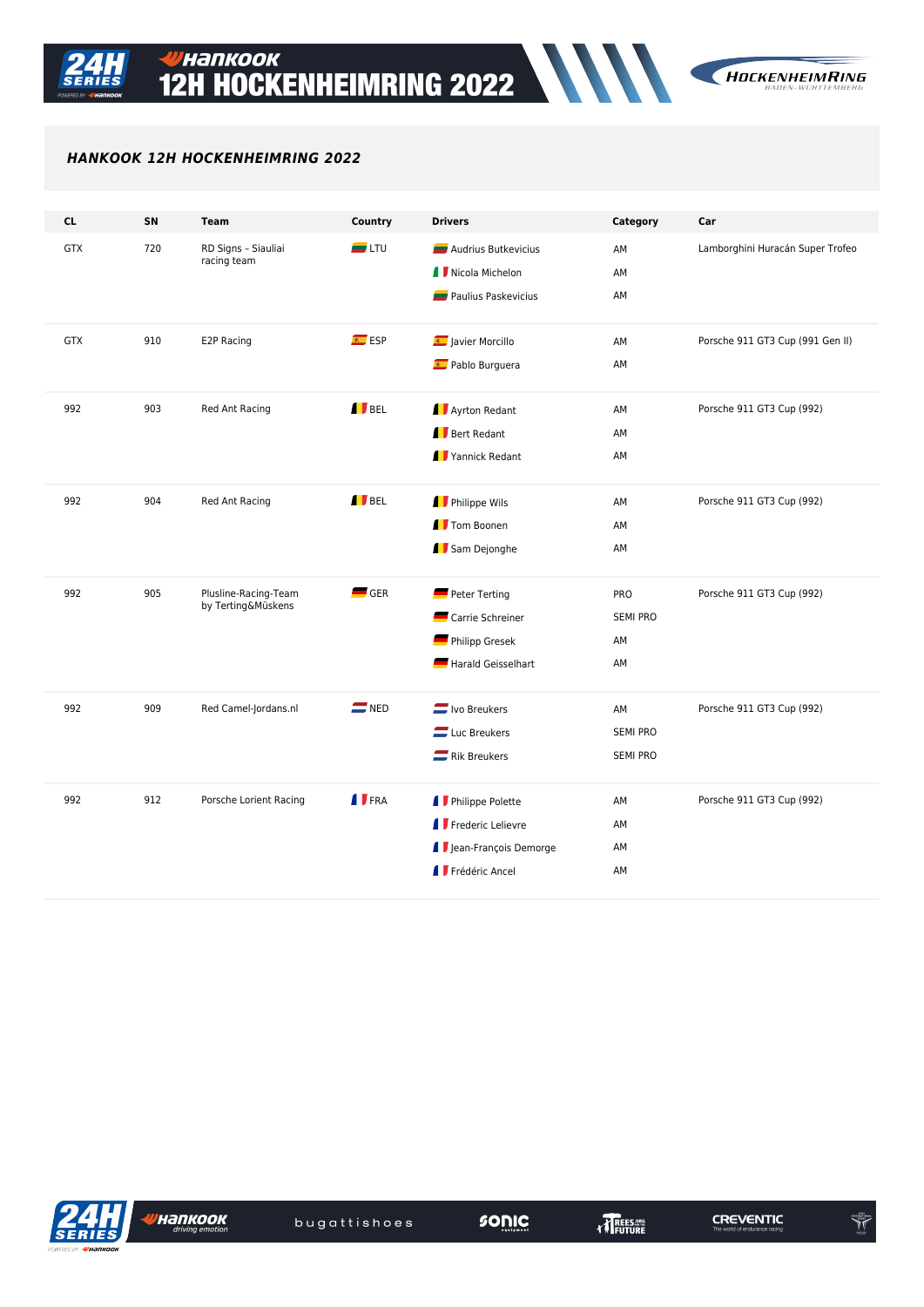## *HANKOOK 12H HOCKENHEIMRING 2022*

| CL | SN | Team | Country | Drivers | Category | Car |
|---|---|---|---|---|---|---|
| GTX | 720 | RD Signs - Siauliai racing team | LTU | Audrius Butkevicius | AM | Lamborghini Huracán Super Trofeo |
| | | | | Nicola Michelon | AM | |
| | | | | Paulius Paskevicius | AM | |
| GTX | 910 | E2P Racing | ESP | Javier Morcillo | AM | Porsche 911 GT3 Cup (991 Gen II) |
| | | | | Pablo Burguera | AM | |
| 992 | 903 | Red Ant Racing | BEL | Ayrton Redant | AM | Porsche 911 GT3 Cup (992) |
| | | | | Bert Redant | AM | |
| | | | | Yannick Redant | AM | |
| 992 | 904 | Red Ant Racing | BEL | Philippe Wils | AM | Porsche 911 GT3 Cup (992) |
| | | | | Tom Boonen | AM | |
| | | | | Sam Dejonghe | AM | |
| 992 | 905 | Plusline-Racing-Team by Terting&Müskens | GER | Peter Terting | PRO | Porsche 911 GT3 Cup (992) |
| | | | | Carrie Schreiner | SEMI PRO | |
| | | | | Philipp Gresek | AM | |
| | | | | Harald Geisselhart | AM | |
| 992 | 909 | Red Camel-Jordans.nl | NED | Ivo Breukers | AM | Porsche 911 GT3 Cup (992) |
| | | | | Luc Breukers | SEMI PRO | |
| | | | | Rik Breukers | SEMI PRO | |
| 992 | 912 | Porsche Lorient Racing | FRA | Philippe Polette | AM | Porsche 911 GT3 Cup (992) |
| | | | | Frederic Lelievre | AM | |
| | | | | Jean-François Demorge | AM | |
| | | | | Frédéric Ancel | AM | |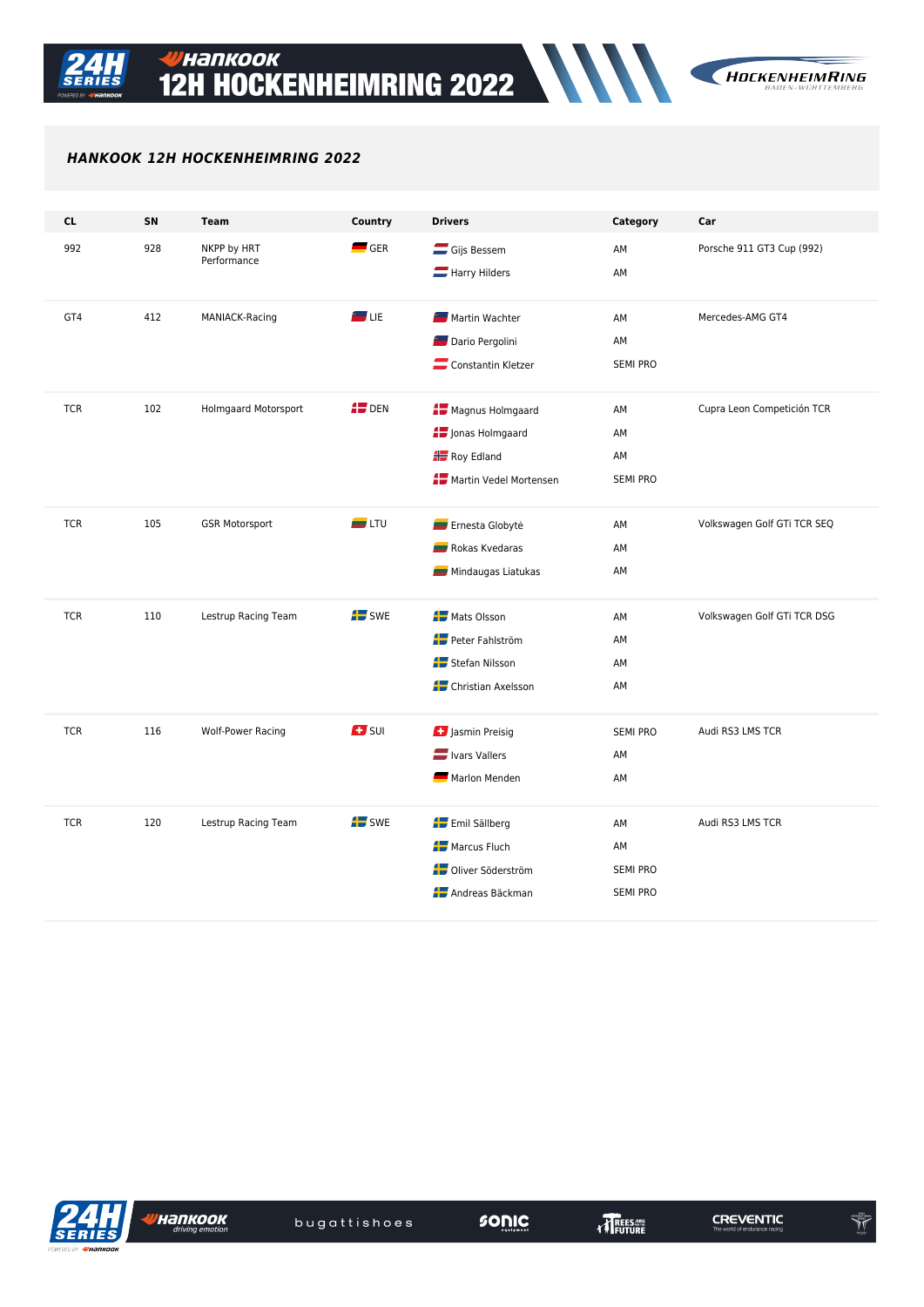## HANKOOK 12H HOCKENHEIMRING 2022

| CL | SN | Team | Country | Drivers | Category | Car |
|---|---|---|---|---|---|---|
| 992 | 928 | NKPP by HRT Performance | GER | Gijs Bessem | AM | Porsche 911 GT3 Cup (992) |
| | | | | Harry Hilders | AM | |
| GT4 | 412 | MANIACK-Racing | LIE | Martin Wachter | AM | Mercedes-AMG GT4 |
| | | | | Dario Pergolini | AM | |
| | | | | Constantin Kletzer | SEMI PRO | |
| TCR | 102 | Holmgaard Motorsport | DEN | Magnus Holmgaard | AM | Cupra Leon Competición TCR |
| | | | | Jonas Holmgaard | AM | |
| | | | | Roy Edland | AM | |
| | | | | Martin Vedel Mortensen | SEMI PRO | |
| TCR | 105 | GSR Motorsport | LTU | Ernesta Globytė | AM | Volkswagen Golf GTi TCR SEQ |
| | | | | Rokas Kvedaras | AM | |
| | | | | Mindaugas Liatukas | AM | |
| TCR | 110 | Lestrup Racing Team | SWE | Mats Olsson | AM | Volkswagen Golf GTi TCR DSG |
| | | | | Peter Fahlström | AM | |
| | | | | Stefan Nilsson | AM | |
| | | | | Christian Axelsson | AM | |
| TCR | 116 | Wolf-Power Racing | SUI | Jasmin Preisig | SEMI PRO | Audi RS3 LMS TCR |
| | | | | Ivars Vallers | AM | |
| | | | | Marlon Menden | AM | |
| TCR | 120 | Lestrup Racing Team | SWE | Emil Sällberg | AM | Audi RS3 LMS TCR |
| | | | | Marcus Fluch | AM | |
| | | | | Oliver Söderström | SEMI PRO | |
| | | | | Andreas Bäckman | SEMI PRO | |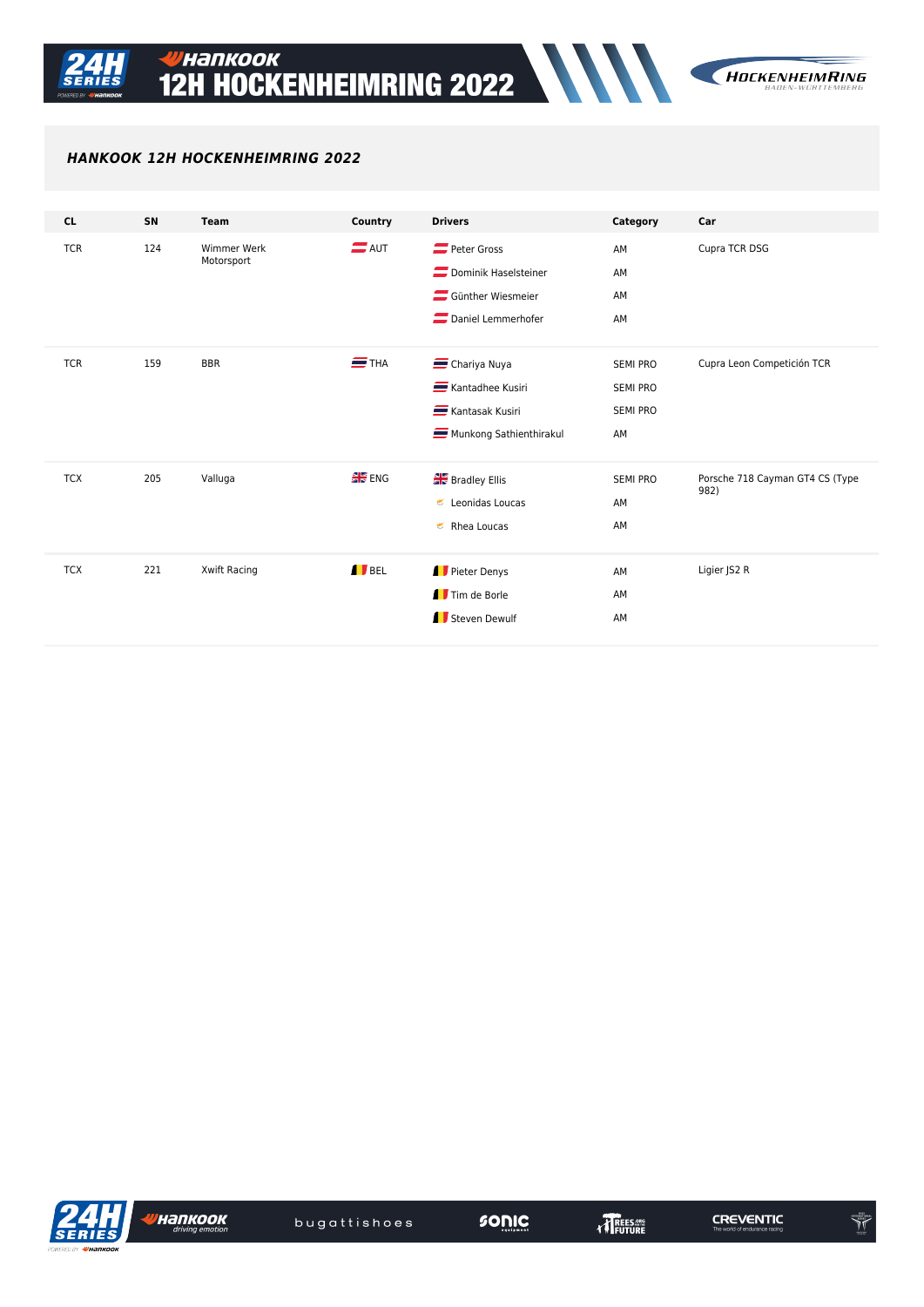### *HANKOOK 12H HOCKENHEIMRING 2022*

| CL | SN | Team | Country | Drivers | Category | Car |
|---|---|---|---|---|---|---|
| TCR | 124 | Wimmer Werk Motorsport | AUT | Peter Gross | AM | Cupra TCR DSG |
| | | | | Dominik Haselsteiner | AM | |
| | | | | Günther Wiesmeier | AM | |
| | | | | Daniel Lemmerhofer | AM | |
| TCR | 159 | BBR | THA | Chariya Nuya | SEMI PRO | Cupra Leon Competición TCR |
| | | | | Kantadhee Kusiri | SEMI PRO | |
| | | | | Kantasak Kusiri | SEMI PRO | |
| | | | | Munkong Sathienthirakul | AM | |
| TCX | 205 | Valluga | ENG | Bradley Ellis | SEMI PRO | Porsche 718 Cayman GT4 CS (Type 982) |
| | | | | Leonidas Loucas | AM | |
| | | | | Rhea Loucas | AM | |
| TCX | 221 | Xwift Racing | BEL | Pieter Denys | AM | Ligier JS2 R |
| | | | | Tim de Borle | AM | |
| | | | | Steven Dewulf | AM | |